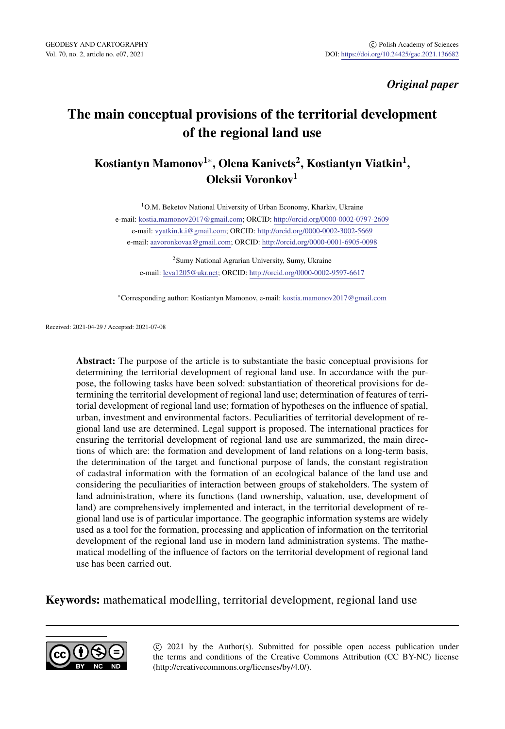*Original paper*

# The main conceptual provisions of the territorial development of the regional land use

## Kostiantyn Mamonov[1]*, Olena Kanivets[2], Kostiantyn Viatkin[1], Oleksii Voronkov[1]

[1]O.M. Beketov National University of Urban Economy, Kharkiv, Ukraine
e-mail: kostia.mamonov2017@gmail.com; ORCID: http://orcid.org/0000-0002-0797-2609
e-mail: vyatkin.k.i@gmail.com; ORCID: http://orcid.org/0000-0002-3002-5669
e-mail: aavoronkovaa@gmail.com; ORCID: http://orcid.org/0000-0001-6905-0098

[2]Sumy National Agrarian University, Sumy, Ukraine
e-mail: leva1205@ukr.net; ORCID: http://orcid.org/0000-0002-9597-6617

*Corresponding author: Kostiantyn Mamonov, e-mail: kostia.mamonov2017@gmail.com

Received: 2021-04-29 / Accepted: 2021-07-08

**Abstract:** The purpose of the article is to substantiate the basic conceptual provisions for determining the territorial development of regional land use. In accordance with the purpose, the following tasks have been solved: substantiation of theoretical provisions for determining the territorial development of regional land use; determination of features of territorial development of regional land use; formation of hypotheses on the influence of spatial, urban, investment and environmental factors. Peculiarities of territorial development of regional land use are determined. Legal support is proposed. The international practices for ensuring the territorial development of regional land use are summarized, the main directions of which are: the formation and development of land relations on a long-term basis, the determination of the target and functional purpose of lands, the constant registration of cadastral information with the formation of an ecological balance of the land use and considering the peculiarities of interaction between groups of stakeholders. The system of land administration, where its functions (land ownership, valuation, use, development of land) are comprehensively implemented and interact, in the territorial development of regional land use is of particular importance. The geographic information systems are widely used as a tool for the formation, processing and application of information on the territorial development of the regional land use in modern land administration systems. The mathematical modelling of the influence of factors on the territorial development of regional land use has been carried out.

**Keywords:** mathematical modelling, territorial development, regional land use

---

© 2021 by the Author(s). Submitted for possible open access publication under the terms and conditions of the Creative Commons Attribution (CC BY-NC) license (http://creativecommons.org/licenses/by/4.0/).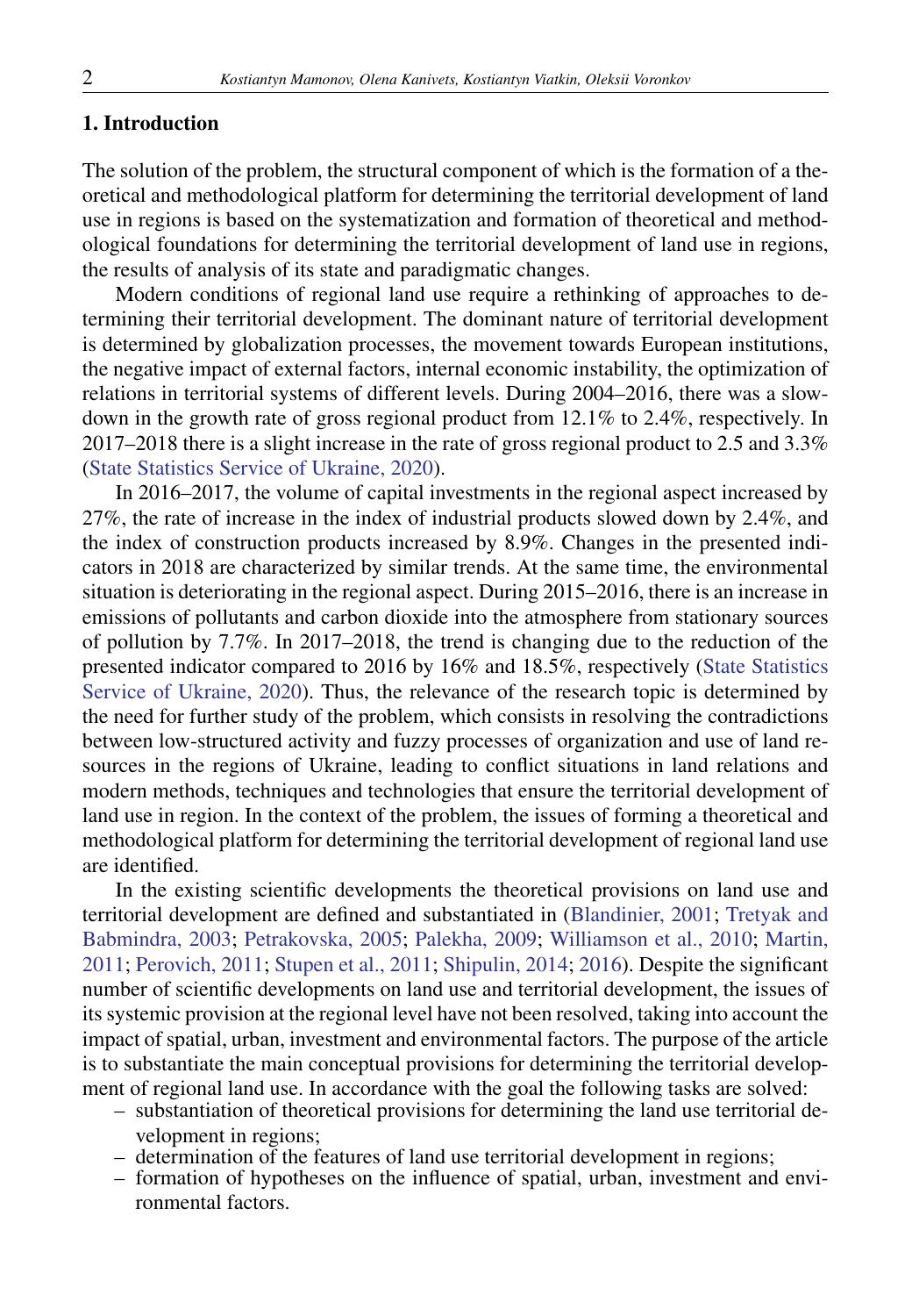## 1. Introduction

The solution of the problem, the structural component of which is the formation of a theoretical and methodological platform for determining the territorial development of land use in regions is based on the systematization and formation of theoretical and methodological foundations for determining the territorial development of land use in regions, the results of analysis of its state and paradigmatic changes.

Modern conditions of regional land use require a rethinking of approaches to determining their territorial development. The dominant nature of territorial development is determined by globalization processes, the movement towards European institutions, the negative impact of external factors, internal economic instability, the optimization of relations in territorial systems of different levels. During 2004–2016, there was a slowdown in the growth rate of gross regional product from 12.1% to 2.4%, respectively. In 2017–2018 there is a slight increase in the rate of gross regional product to 2.5 and 3.3% (State Statistics Service of Ukraine, 2020).

In 2016–2017, the volume of capital investments in the regional aspect increased by 27%, the rate of increase in the index of industrial products slowed down by 2.4%, and the index of construction products increased by 8.9%. Changes in the presented indicators in 2018 are characterized by similar trends. At the same time, the environmental situation is deteriorating in the regional aspect. During 2015–2016, there is an increase in emissions of pollutants and carbon dioxide into the atmosphere from stationary sources of pollution by 7.7%. In 2017–2018, the trend is changing due to the reduction of the presented indicator compared to 2016 by 16% and 18.5%, respectively (State Statistics Service of Ukraine, 2020). Thus, the relevance of the research topic is determined by the need for further study of the problem, which consists in resolving the contradictions between low-structured activity and fuzzy processes of organization and use of land resources in the regions of Ukraine, leading to conflict situations in land relations and modern methods, techniques and technologies that ensure the territorial development of land use in region. In the context of the problem, the issues of forming a theoretical and methodological platform for determining the territorial development of regional land use are identified.

In the existing scientific developments the theoretical provisions on land use and territorial development are defined and substantiated in (Blandinier, 2001; Tretyak and Babmindra, 2003; Petrakovska, 2005; Palekha, 2009; Williamson et al., 2010; Martin, 2011; Perovich, 2011; Stupen et al., 2011; Shipulin, 2014; 2016). Despite the significant number of scientific developments on land use and territorial development, the issues of its systemic provision at the regional level have not been resolved, taking into account the impact of spatial, urban, investment and environmental factors. The purpose of the article is to substantiate the main conceptual provisions for determining the territorial development of regional land use. In accordance with the goal the following tasks are solved:

- substantiation of theoretical provisions for determining the land use territorial development in regions;
- determination of the features of land use territorial development in regions;
- formation of hypotheses on the influence of spatial, urban, investment and environmental factors.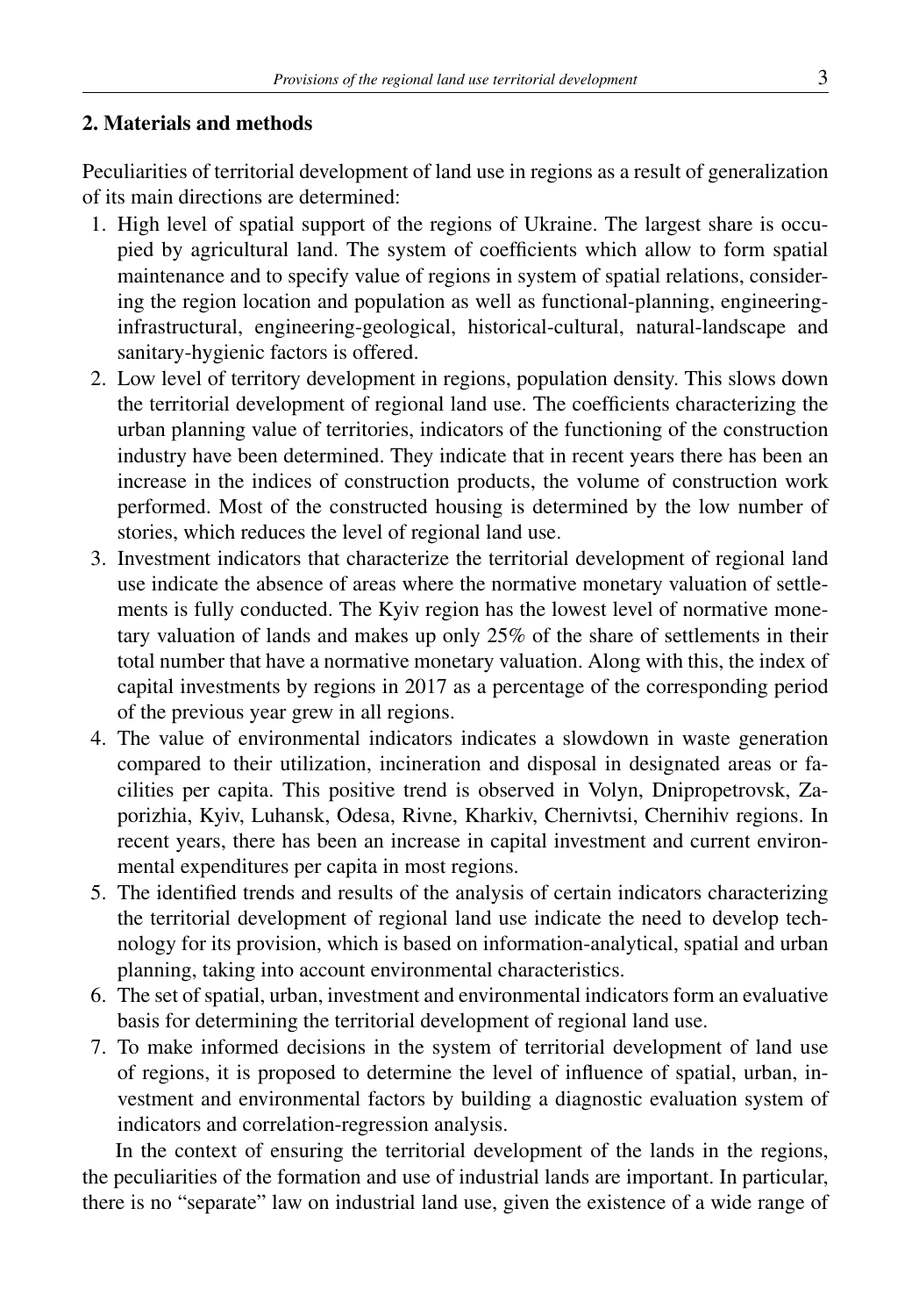## 2. Materials and methods

Peculiarities of territorial development of land use in regions as a result of generalization of its main directions are determined:

1. High level of spatial support of the regions of Ukraine. The largest share is occupied by agricultural land. The system of coefficients which allow to form spatial maintenance and to specify value of regions in system of spatial relations, considering the region location and population as well as functional-planning, engineering-infrastructural, engineering-geological, historical-cultural, natural-landscape and sanitary-hygienic factors is offered.
2. Low level of territory development in regions, population density. This slows down the territorial development of regional land use. The coefficients characterizing the urban planning value of territories, indicators of the functioning of the construction industry have been determined. They indicate that in recent years there has been an increase in the indices of construction products, the volume of construction work performed. Most of the constructed housing is determined by the low number of stories, which reduces the level of regional land use.
3. Investment indicators that characterize the territorial development of regional land use indicate the absence of areas where the normative monetary valuation of settlements is fully conducted. The Kyiv region has the lowest level of normative monetary valuation of lands and makes up only 25% of the share of settlements in their total number that have a normative monetary valuation. Along with this, the index of capital investments by regions in 2017 as a percentage of the corresponding period of the previous year grew in all regions.
4. The value of environmental indicators indicates a slowdown in waste generation compared to their utilization, incineration and disposal in designated areas or facilities per capita. This positive trend is observed in Volyn, Dnipropetrovsk, Zaporizhia, Kyiv, Luhansk, Odesa, Rivne, Kharkiv, Chernivtsi, Chernihiv regions. In recent years, there has been an increase in capital investment and current environmental expenditures per capita in most regions.
5. The identified trends and results of the analysis of certain indicators characterizing the territorial development of regional land use indicate the need to develop technology for its provision, which is based on information-analytical, spatial and urban planning, taking into account environmental characteristics.
6. The set of spatial, urban, investment and environmental indicators form an evaluative basis for determining the territorial development of regional land use.
7. To make informed decisions in the system of territorial development of land use of regions, it is proposed to determine the level of influence of spatial, urban, investment and environmental factors by building a diagnostic evaluation system of indicators and correlation-regression analysis.

In the context of ensuring the territorial development of the lands in the regions, the peculiarities of the formation and use of industrial lands are important. In particular, there is no "separate" law on industrial land use, given the existence of a wide range of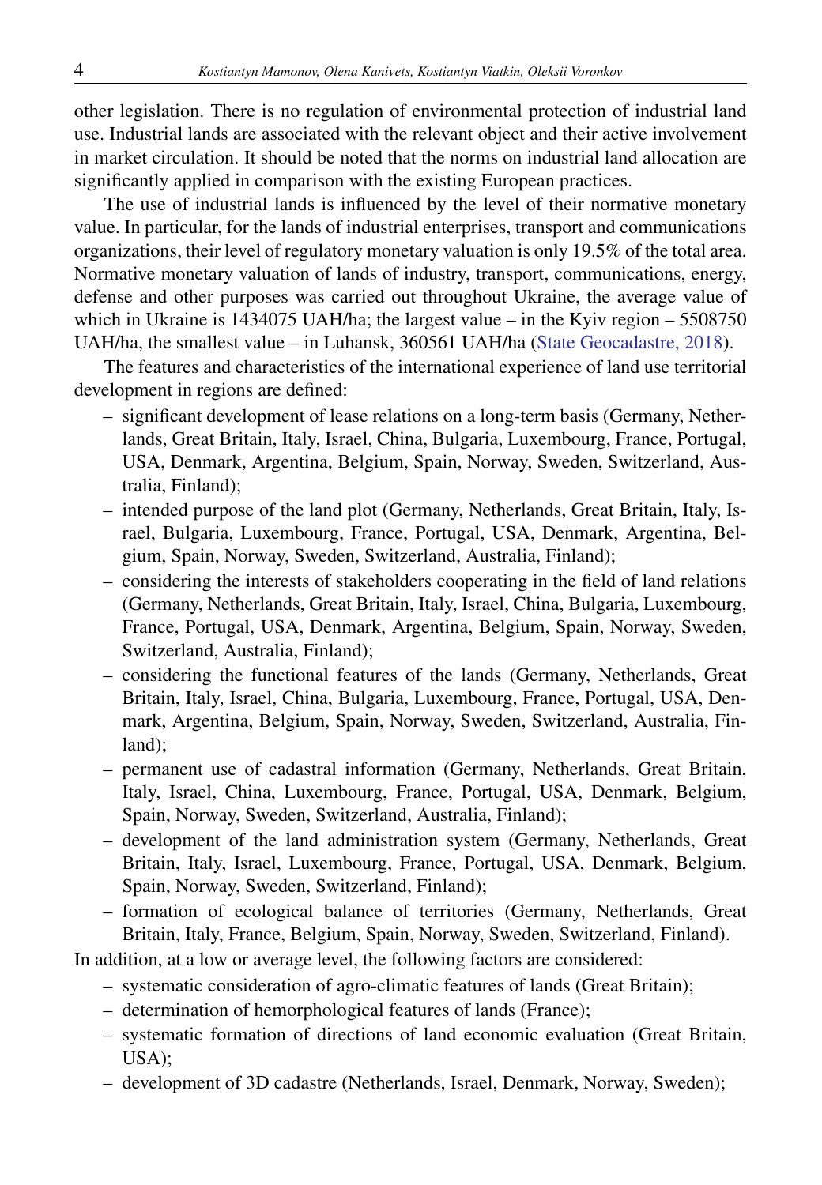other legislation. There is no regulation of environmental protection of industrial land use. Industrial lands are associated with the relevant object and their active involvement in market circulation. It should be noted that the norms on industrial land allocation are significantly applied in comparison with the existing European practices.

The use of industrial lands is influenced by the level of their normative monetary value. In particular, for the lands of industrial enterprises, transport and communications organizations, their level of regulatory monetary valuation is only 19.5% of the total area. Normative monetary valuation of lands of industry, transport, communications, energy, defense and other purposes was carried out throughout Ukraine, the average value of which in Ukraine is 1434075 UAH/ha; the largest value – in the Kyiv region – 5508750 UAH/ha, the smallest value – in Luhansk, 360561 UAH/ha (State Geocadastre, 2018).

The features and characteristics of the international experience of land use territorial development in regions are defined:

- significant development of lease relations on a long-term basis (Germany, Netherlands, Great Britain, Italy, Israel, China, Bulgaria, Luxembourg, France, Portugal, USA, Denmark, Argentina, Belgium, Spain, Norway, Sweden, Switzerland, Australia, Finland);
- intended purpose of the land plot (Germany, Netherlands, Great Britain, Italy, Israel, Bulgaria, Luxembourg, France, Portugal, USA, Denmark, Argentina, Belgium, Spain, Norway, Sweden, Switzerland, Australia, Finland);
- considering the interests of stakeholders cooperating in the field of land relations (Germany, Netherlands, Great Britain, Italy, Israel, China, Bulgaria, Luxembourg, France, Portugal, USA, Denmark, Argentina, Belgium, Spain, Norway, Sweden, Switzerland, Australia, Finland);
- considering the functional features of the lands (Germany, Netherlands, Great Britain, Italy, Israel, China, Bulgaria, Luxembourg, France, Portugal, USA, Denmark, Argentina, Belgium, Spain, Norway, Sweden, Switzerland, Australia, Finland);
- permanent use of cadastral information (Germany, Netherlands, Great Britain, Italy, Israel, China, Luxembourg, France, Portugal, USA, Denmark, Belgium, Spain, Norway, Sweden, Switzerland, Australia, Finland);
- development of the land administration system (Germany, Netherlands, Great Britain, Italy, Israel, Luxembourg, France, Portugal, USA, Denmark, Belgium, Spain, Norway, Sweden, Switzerland, Finland);
- formation of ecological balance of territories (Germany, Netherlands, Great Britain, Italy, France, Belgium, Spain, Norway, Sweden, Switzerland, Finland).

In addition, at a low or average level, the following factors are considered:

- systematic consideration of agro-climatic features of lands (Great Britain);
- determination of hemorphological features of lands (France);
- systematic formation of directions of land economic evaluation (Great Britain, USA);
- development of 3D cadastre (Netherlands, Israel, Denmark, Norway, Sweden);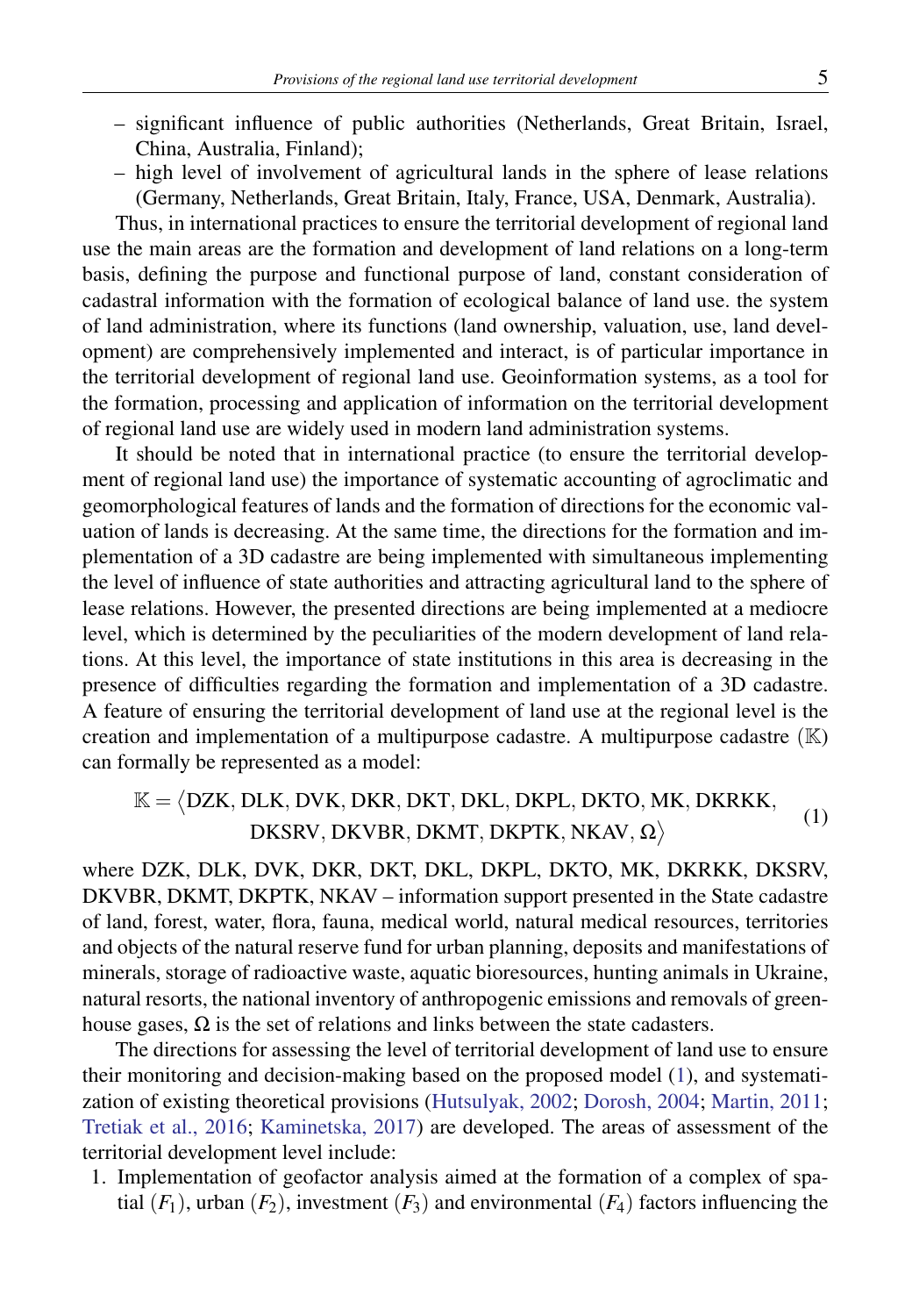- significant influence of public authorities (Netherlands, Great Britain, Israel, China, Australia, Finland);
- high level of involvement of agricultural lands in the sphere of lease relations (Germany, Netherlands, Great Britain, Italy, France, USA, Denmark, Australia).

Thus, in international practices to ensure the territorial development of regional land use the main areas are the formation and development of land relations on a long-term basis, defining the purpose and functional purpose of land, constant consideration of cadastral information with the formation of ecological balance of land use. the system of land administration, where its functions (land ownership, valuation, use, land development) are comprehensively implemented and interact, is of particular importance in the territorial development of regional land use. Geoinformation systems, as a tool for the formation, processing and application of information on the territorial development of regional land use are widely used in modern land administration systems.

It should be noted that in international practice (to ensure the territorial development of regional land use) the importance of systematic accounting of agroclimatic and geomorphological features of lands and the formation of directions for the economic valuation of lands is decreasing. At the same time, the directions for the formation and implementation of a 3D cadastre are being implemented with simultaneous implementing the level of influence of state authorities and attracting agricultural land to the sphere of lease relations. However, the presented directions are being implemented at a mediocre level, which is determined by the peculiarities of the modern development of land relations. At this level, the importance of state institutions in this area is decreasing in the presence of difficulties regarding the formation and implementation of a 3D cadastre. A feature of ensuring the territorial development of land use at the regional level is the creation and implementation of a multipurpose cadastre. A multipurpose cadastre ($\mathbb{K}$) can formally be represented as a model:

$$\mathbb{K} = \langle \mathrm{DZK}, \mathrm{DLK}, \mathrm{DVK}, \mathrm{DKR}, \mathrm{DKT}, \mathrm{DKL}, \mathrm{DKPL}, \mathrm{DKTO}, \mathrm{MK}, \mathrm{DKRKK}, \mathrm{DKSRV}, \mathrm{DKVBR}, \mathrm{DKMT}, \mathrm{DKPTK}, \mathrm{NKAV}, \Omega \rangle \tag{1}$$

where DZK, DLK, DVK, DKR, DKT, DKL, DKPL, DKTO, MK, DKRKK, DKSRV, DKVBR, DKMT, DKPTK, NKAV – information support presented in the State cadastre of land, forest, water, flora, fauna, medical world, natural medical resources, territories and objects of the natural reserve fund for urban planning, deposits and manifestations of minerals, storage of radioactive waste, aquatic bioresources, hunting animals in Ukraine, natural resorts, the national inventory of anthropogenic emissions and removals of greenhouse gases, $\Omega$ is the set of relations and links between the state cadasters.

The directions for assessing the level of territorial development of land use to ensure their monitoring and decision-making based on the proposed model (1), and systematization of existing theoretical provisions (Hutsulyak, 2002; Dorosh, 2004; Martin, 2011; Tretiak et al., 2016; Kaminetska, 2017) are developed. The areas of assessment of the territorial development level include:

1. Implementation of geofactor analysis aimed at the formation of a complex of spatial ($F_1$), urban ($F_2$), investment ($F_3$) and environmental ($F_4$) factors influencing the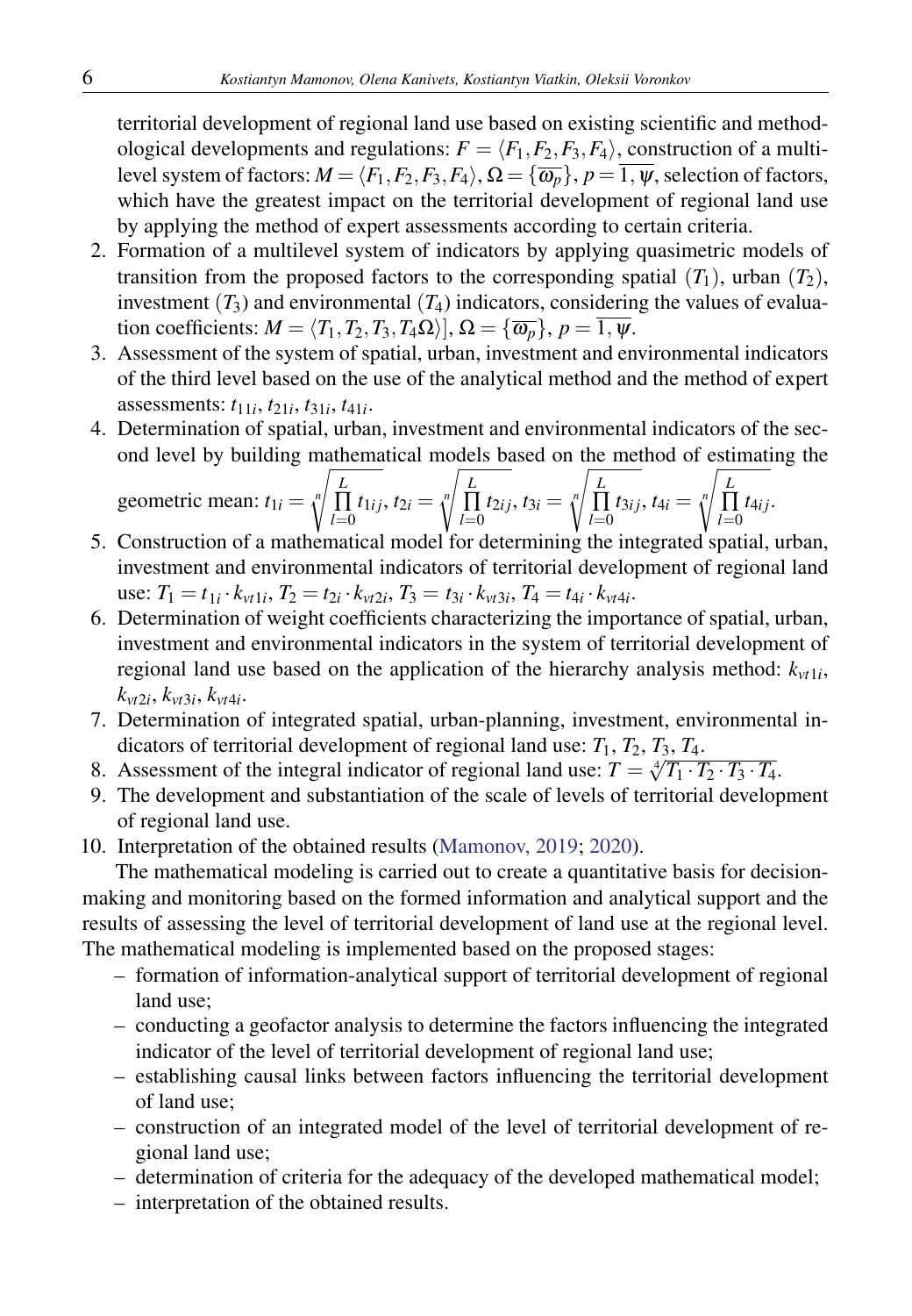territorial development of regional land use based on existing scientific and methodological developments and regulations: $F = \langle F_1, F_2, F_3, F_4 \rangle$, construction of a multilevel system of factors: $M = \langle F_1, F_2, F_3, F_4 \rangle, \Omega = \{\overline{\omega_p}\}, p = \overline{1, \psi}$, selection of factors, which have the greatest impact on the territorial development of regional land use by applying the method of expert assessments according to certain criteria.

2. Formation of a multilevel system of indicators by applying quasimetric models of transition from the proposed factors to the corresponding spatial ($T_1$), urban ($T_2$), investment ($T_3$) and environmental ($T_4$) indicators, considering the values of evaluation coefficients: $M = \langle T_1, T_2, T_3, T_4 \Omega \rangle], \Omega = \{\overline{\omega_p}\}, p = \overline{1, \psi}$.
3. Assessment of the system of spatial, urban, investment and environmental indicators of the third level based on the use of the analytical method and the method of expert assessments: $t_{11i}$, $t_{21i}$, $t_{31i}$, $t_{41i}$.
4. Determination of spatial, urban, investment and environmental indicators of the second level by building mathematical models based on the method of estimating the geometric mean: $t_{1i} = \sqrt[n]{\prod_{l=0}^{L} t_{1ij}}$, $t_{2i} = \sqrt[n]{\prod_{l=0}^{L} t_{2ij}}$, $t_{3i} = \sqrt[n]{\prod_{l=0}^{L} t_{3ij}}$, $t_{4i} = \sqrt[n]{\prod_{l=0}^{L} t_{4ij}}$.
5. Construction of a mathematical model for determining the integrated spatial, urban, investment and environmental indicators of territorial development of regional land use: $T_1 = t_{1i} \cdot k_{vt1i}$, $T_2 = t_{2i} \cdot k_{vt2i}$, $T_3 = t_{3i} \cdot k_{vt3i}$, $T_4 = t_{4i} \cdot k_{vt4i}$.
6. Determination of weight coefficients characterizing the importance of spatial, urban, investment and environmental indicators in the system of territorial development of regional land use based on the application of the hierarchy analysis method: $k_{vt1i}$, $k_{vt2i}$, $k_{vt3i}$, $k_{vt4i}$.
7. Determination of integrated spatial, urban-planning, investment, environmental indicators of territorial development of regional land use: $T_1$, $T_2$, $T_3$, $T_4$.
8. Assessment of the integral indicator of regional land use: $T = \sqrt[4]{T_1 \cdot T_2 \cdot T_3 \cdot T_4}$.
9. The development and substantiation of the scale of levels of territorial development of regional land use.
10. Interpretation of the obtained results (Mamonov, 2019; 2020).

The mathematical modeling is carried out to create a quantitative basis for decision-making and monitoring based on the formed information and analytical support and the results of assessing the level of territorial development of land use at the regional level. The mathematical modeling is implemented based on the proposed stages:

– formation of information-analytical support of territorial development of regional land use;
– conducting a geofactor analysis to determine the factors influencing the integrated indicator of the level of territorial development of regional land use;
– establishing causal links between factors influencing the territorial development of land use;
– construction of an integrated model of the level of territorial development of regional land use;
– determination of criteria for the adequacy of the developed mathematical model;
– interpretation of the obtained results.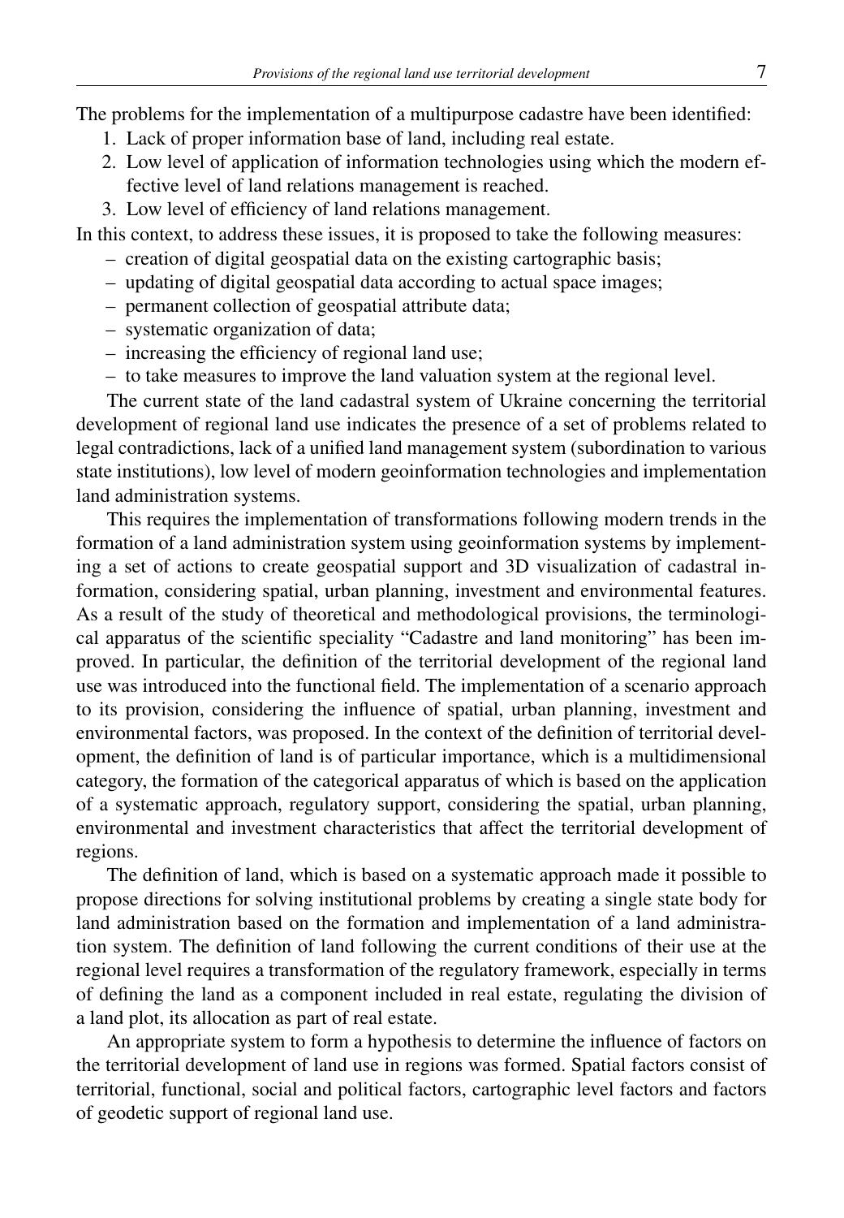The problems for the implementation of a multipurpose cadastre have been identified:

1. Lack of proper information base of land, including real estate.
2. Low level of application of information technologies using which the modern effective level of land relations management is reached.
3. Low level of efficiency of land relations management.

In this context, to address these issues, it is proposed to take the following measures:

- creation of digital geospatial data on the existing cartographic basis;
- updating of digital geospatial data according to actual space images;
- permanent collection of geospatial attribute data;
- systematic organization of data;
- increasing the efficiency of regional land use;
- to take measures to improve the land valuation system at the regional level.

The current state of the land cadastral system of Ukraine concerning the territorial development of regional land use indicates the presence of a set of problems related to legal contradictions, lack of a unified land management system (subordination to various state institutions), low level of modern geoinformation technologies and implementation land administration systems.

This requires the implementation of transformations following modern trends in the formation of a land administration system using geoinformation systems by implementing a set of actions to create geospatial support and 3D visualization of cadastral information, considering spatial, urban planning, investment and environmental features. As a result of the study of theoretical and methodological provisions, the terminological apparatus of the scientific speciality "Cadastre and land monitoring" has been improved. In particular, the definition of the territorial development of the regional land use was introduced into the functional field. The implementation of a scenario approach to its provision, considering the influence of spatial, urban planning, investment and environmental factors, was proposed. In the context of the definition of territorial development, the definition of land is of particular importance, which is a multidimensional category, the formation of the categorical apparatus of which is based on the application of a systematic approach, regulatory support, considering the spatial, urban planning, environmental and investment characteristics that affect the territorial development of regions.

The definition of land, which is based on a systematic approach made it possible to propose directions for solving institutional problems by creating a single state body for land administration based on the formation and implementation of a land administration system. The definition of land following the current conditions of their use at the regional level requires a transformation of the regulatory framework, especially in terms of defining the land as a component included in real estate, regulating the division of a land plot, its allocation as part of real estate.

An appropriate system to form a hypothesis to determine the influence of factors on the territorial development of land use in regions was formed. Spatial factors consist of territorial, functional, social and political factors, cartographic level factors and factors of geodetic support of regional land use.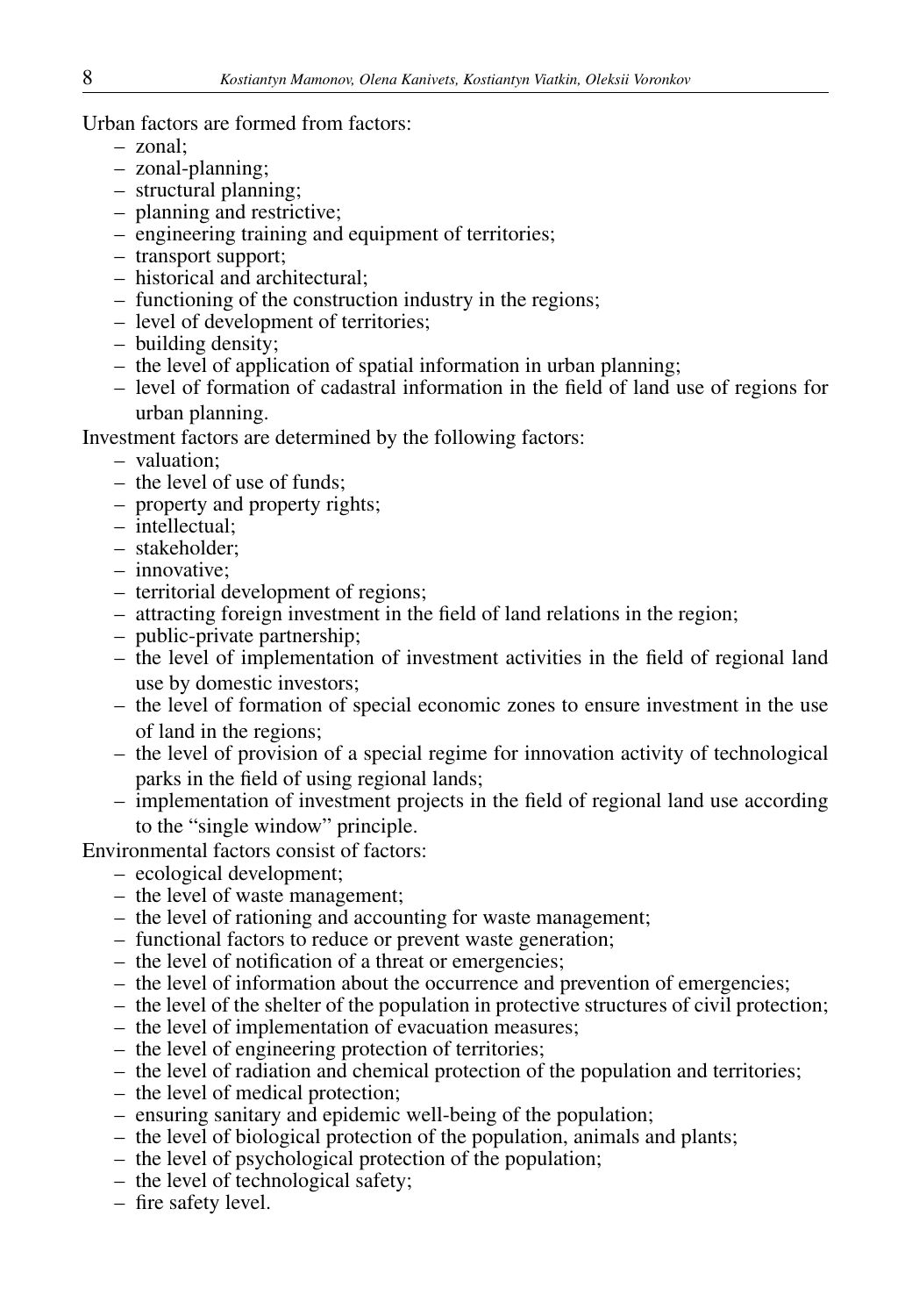Urban factors are formed from factors:

- zonal;
- zonal-planning;
- structural planning;
- planning and restrictive;
- engineering training and equipment of territories;
- transport support;
- historical and architectural;
- functioning of the construction industry in the regions;
- level of development of territories;
- building density;
- the level of application of spatial information in urban planning;
- level of formation of cadastral information in the field of land use of regions for urban planning.

Investment factors are determined by the following factors:

- valuation;
- the level of use of funds;
- property and property rights;
- intellectual;
- stakeholder;
- innovative;
- territorial development of regions;
- attracting foreign investment in the field of land relations in the region;
- public-private partnership;
- the level of implementation of investment activities in the field of regional land use by domestic investors;
- the level of formation of special economic zones to ensure investment in the use of land in the regions;
- the level of provision of a special regime for innovation activity of technological parks in the field of using regional lands;
- implementation of investment projects in the field of regional land use according to the "single window" principle.

Environmental factors consist of factors:

- ecological development;
- the level of waste management;
- the level of rationing and accounting for waste management;
- functional factors to reduce or prevent waste generation;
- the level of notification of a threat or emergencies;
- the level of information about the occurrence and prevention of emergencies;
- the level of the shelter of the population in protective structures of civil protection;
- the level of implementation of evacuation measures;
- the level of engineering protection of territories;
- the level of radiation and chemical protection of the population and territories;
- the level of medical protection;
- ensuring sanitary and epidemic well-being of the population;
- the level of biological protection of the population, animals and plants;
- the level of psychological protection of the population;
- the level of technological safety;
- fire safety level.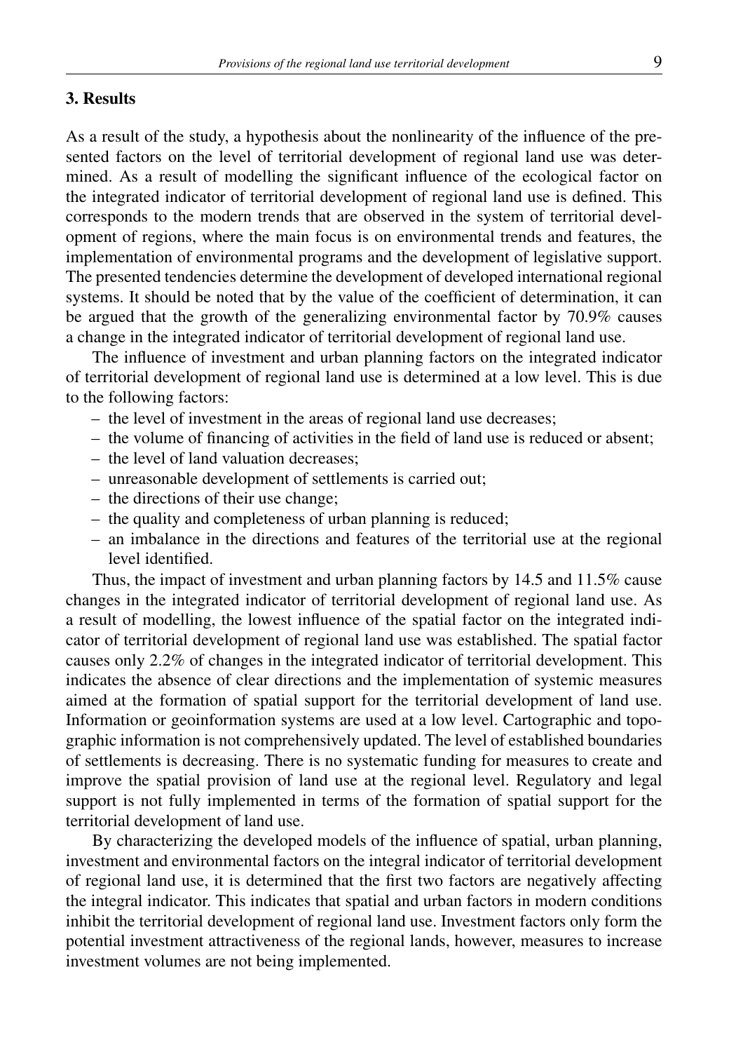## 3. Results

As a result of the study, a hypothesis about the nonlinearity of the influence of the presented factors on the level of territorial development of regional land use was determined. As a result of modelling the significant influence of the ecological factor on the integrated indicator of territorial development of regional land use is defined. This corresponds to the modern trends that are observed in the system of territorial development of regions, where the main focus is on environmental trends and features, the implementation of environmental programs and the development of legislative support. The presented tendencies determine the development of developed international regional systems. It should be noted that by the value of the coefficient of determination, it can be argued that the growth of the generalizing environmental factor by 70.9% causes a change in the integrated indicator of territorial development of regional land use.

The influence of investment and urban planning factors on the integrated indicator of territorial development of regional land use is determined at a low level. This is due to the following factors:

- the level of investment in the areas of regional land use decreases;
- the volume of financing of activities in the field of land use is reduced or absent;
- the level of land valuation decreases;
- unreasonable development of settlements is carried out;
- the directions of their use change;
- the quality and completeness of urban planning is reduced;
- an imbalance in the directions and features of the territorial use at the regional level identified.

Thus, the impact of investment and urban planning factors by 14.5 and 11.5% cause changes in the integrated indicator of territorial development of regional land use. As a result of modelling, the lowest influence of the spatial factor on the integrated indicator of territorial development of regional land use was established. The spatial factor causes only 2.2% of changes in the integrated indicator of territorial development. This indicates the absence of clear directions and the implementation of systemic measures aimed at the formation of spatial support for the territorial development of land use. Information or geoinformation systems are used at a low level. Cartographic and topographic information is not comprehensively updated. The level of established boundaries of settlements is decreasing. There is no systematic funding for measures to create and improve the spatial provision of land use at the regional level. Regulatory and legal support is not fully implemented in terms of the formation of spatial support for the territorial development of land use.

By characterizing the developed models of the influence of spatial, urban planning, investment and environmental factors on the integral indicator of territorial development of regional land use, it is determined that the first two factors are negatively affecting the integral indicator. This indicates that spatial and urban factors in modern conditions inhibit the territorial development of regional land use. Investment factors only form the potential investment attractiveness of the regional lands, however, measures to increase investment volumes are not being implemented.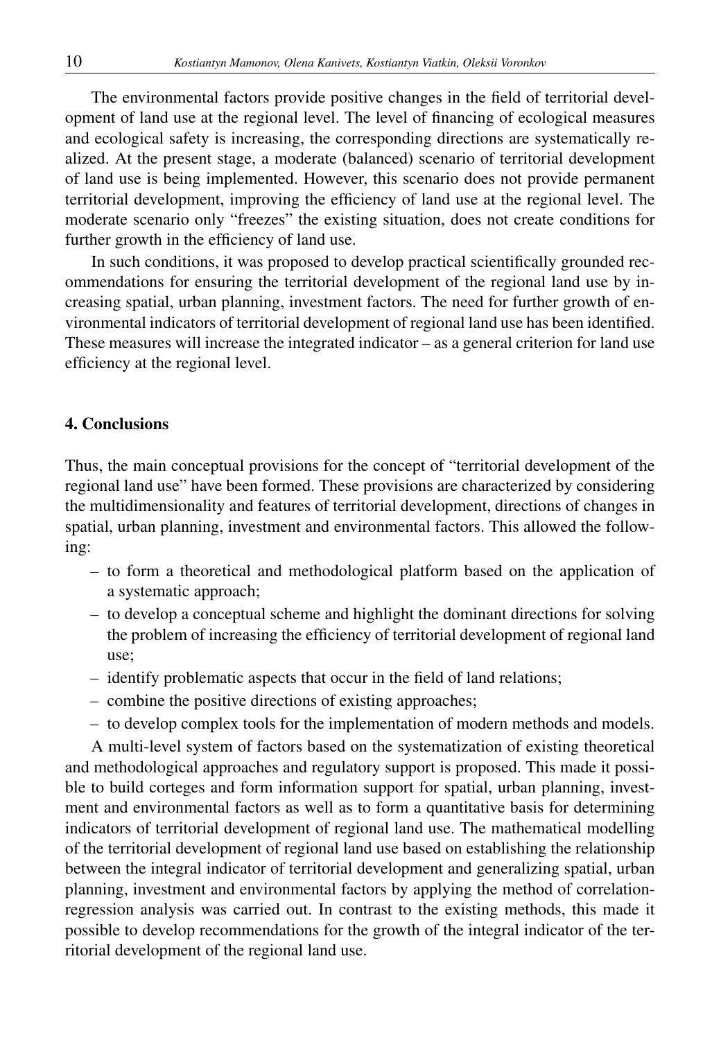The environmental factors provide positive changes in the field of territorial development of land use at the regional level. The level of financing of ecological measures and ecological safety is increasing, the corresponding directions are systematically realized. At the present stage, a moderate (balanced) scenario of territorial development of land use is being implemented. However, this scenario does not provide permanent territorial development, improving the efficiency of land use at the regional level. The moderate scenario only "freezes" the existing situation, does not create conditions for further growth in the efficiency of land use.

In such conditions, it was proposed to develop practical scientifically grounded recommendations for ensuring the territorial development of the regional land use by increasing spatial, urban planning, investment factors. The need for further growth of environmental indicators of territorial development of regional land use has been identified. These measures will increase the integrated indicator – as a general criterion for land use efficiency at the regional level.

## 4. Conclusions

Thus, the main conceptual provisions for the concept of "territorial development of the regional land use" have been formed. These provisions are characterized by considering the multidimensionality and features of territorial development, directions of changes in spatial, urban planning, investment and environmental factors. This allowed the following:

- to form a theoretical and methodological platform based on the application of a systematic approach;
- to develop a conceptual scheme and highlight the dominant directions for solving the problem of increasing the efficiency of territorial development of regional land use;
- identify problematic aspects that occur in the field of land relations;
- combine the positive directions of existing approaches;
- to develop complex tools for the implementation of modern methods and models.

A multi-level system of factors based on the systematization of existing theoretical and methodological approaches and regulatory support is proposed. This made it possible to build corteges and form information support for spatial, urban planning, investment and environmental factors as well as to form a quantitative basis for determining indicators of territorial development of regional land use. The mathematical modelling of the territorial development of regional land use based on establishing the relationship between the integral indicator of territorial development and generalizing spatial, urban planning, investment and environmental factors by applying the method of correlation-regression analysis was carried out. In contrast to the existing methods, this made it possible to develop recommendations for the growth of the integral indicator of the territorial development of the regional land use.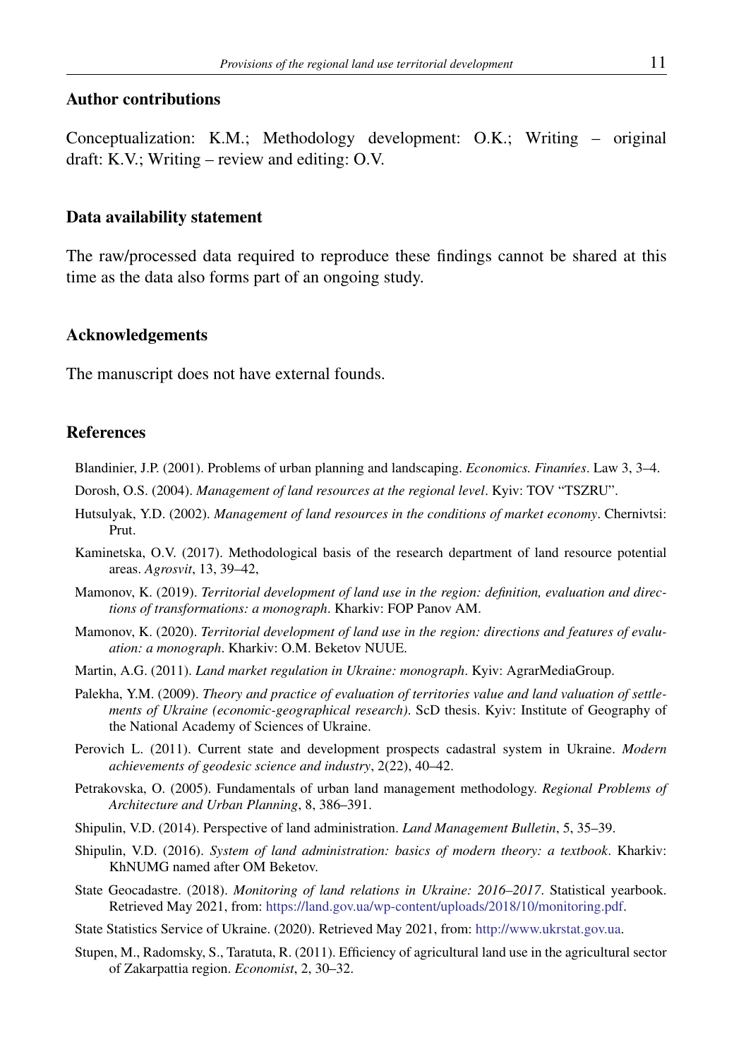## Author contributions

Conceptualization: K.M.; Methodology development: O.K.; Writing – original draft: K.V.; Writing – review and editing: O.V.

## Data availability statement

The raw/processed data required to reproduce these findings cannot be shared at this time as the data also forms part of an ongoing study.

## Acknowledgements

The manuscript does not have external founds.

## References

Blandinier, J.P. (2001). Problems of urban planning and landscaping. *Economics. Finanńes*. Law 3, 3–4.

Dorosh, O.S. (2004). *Management of land resources at the regional level*. Kyiv: TOV "TSZRU".

Hutsulyak, Y.D. (2002). *Management of land resources in the conditions of market economy*. Chernivtsi: Prut.

Kaminetska, O.V. (2017). Methodological basis of the research department of land resource potential areas. *Agrosvit*, 13, 39–42,

Mamonov, K. (2019). *Territorial development of land use in the region: definition, evaluation and directions of transformations: a monograph*. Kharkiv: FOP Panov AM.

Mamonov, K. (2020). *Territorial development of land use in the region: directions and features of evaluation: a monograph*. Kharkiv: O.M. Beketov NUUE.

Martin, A.G. (2011). *Land market regulation in Ukraine: monograph*. Kyiv: AgrarMediaGroup.

Palekha, Y.M. (2009). *Theory and practice of evaluation of territories value and land valuation of settlements of Ukraine (economic-geographical research)*. ScD thesis. Kyiv: Institute of Geography of the National Academy of Sciences of Ukraine.

Perovich L. (2011). Current state and development prospects cadastral system in Ukraine. *Modern achievements of geodesic science and industry*, 2(22), 40–42.

Petrakovska, O. (2005). Fundamentals of urban land management methodology. *Regional Problems of Architecture and Urban Planning*, 8, 386–391.

Shipulin, V.D. (2014). Perspective of land administration. *Land Management Bulletin*, 5, 35–39.

Shipulin, V.D. (2016). *System of land administration: basics of modern theory: a textbook*. Kharkiv: KhNUMG named after OM Beketov.

State Geocadastre. (2018). *Monitoring of land relations in Ukraine: 2016–2017*. Statistical yearbook. Retrieved May 2021, from: https://land.gov.ua/wp-content/uploads/2018/10/monitoring.pdf.

State Statistics Service of Ukraine. (2020). Retrieved May 2021, from: http://www.ukrstat.gov.ua.

Stupen, M., Radomsky, S., Taratuta, R. (2011). Efficiency of agricultural land use in the agricultural sector of Zakarpattia region. *Economist*, 2, 30–32.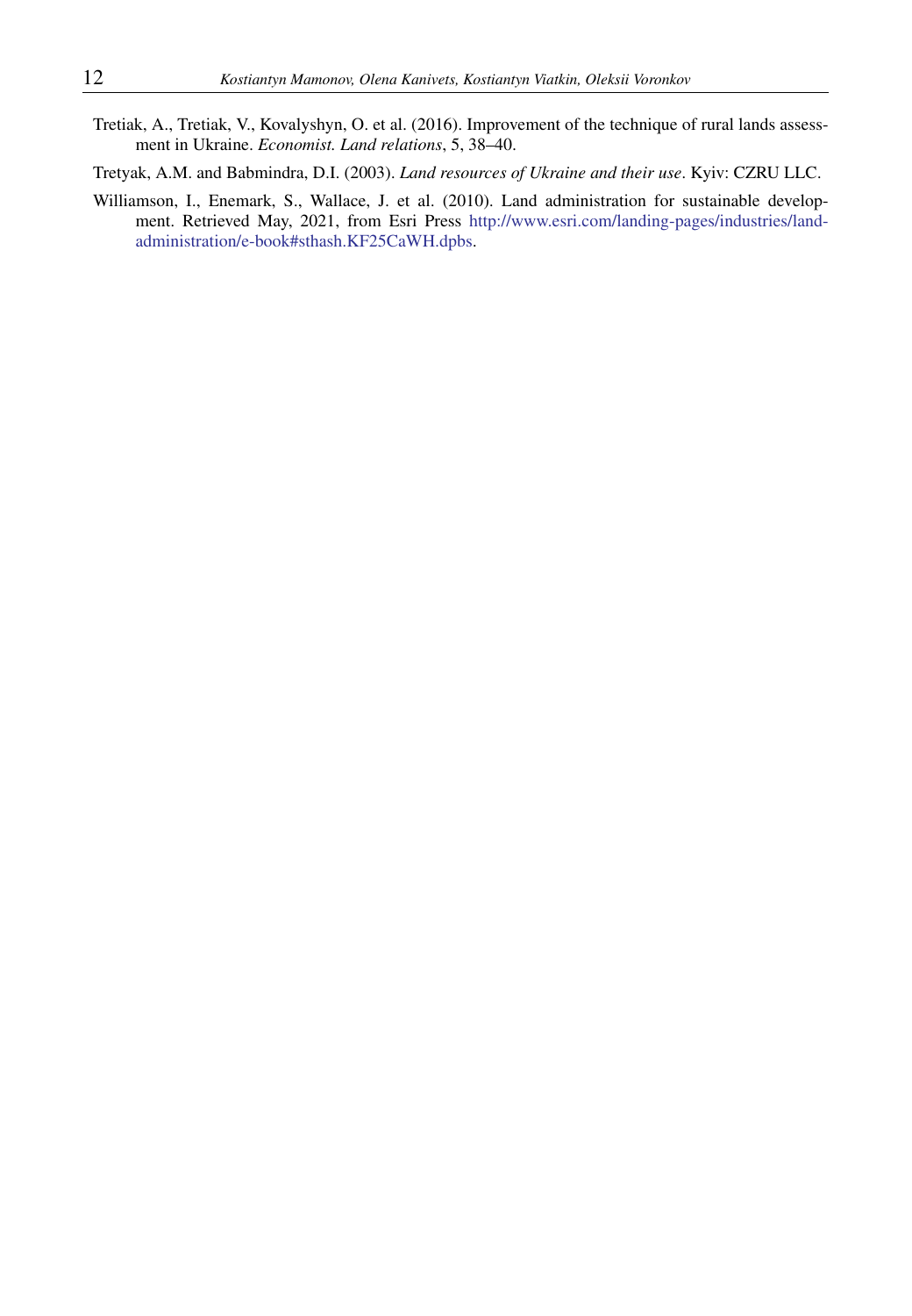Tretiak, A., Tretiak, V., Kovalyshyn, O. et al. (2016). Improvement of the technique of rural lands assessment in Ukraine. *Economist. Land relations*, 5, 38–40.

Tretyak, A.M. and Babmindra, D.I. (2003). *Land resources of Ukraine and their use*. Kyiv: CZRU LLC.

Williamson, I., Enemark, S., Wallace, J. et al. (2010). Land administration for sustainable development. Retrieved May, 2021, from Esri Press http://www.esri.com/landing-pages/industries/land-administration/e-book#sthash.KF25CaWH.dpbs.